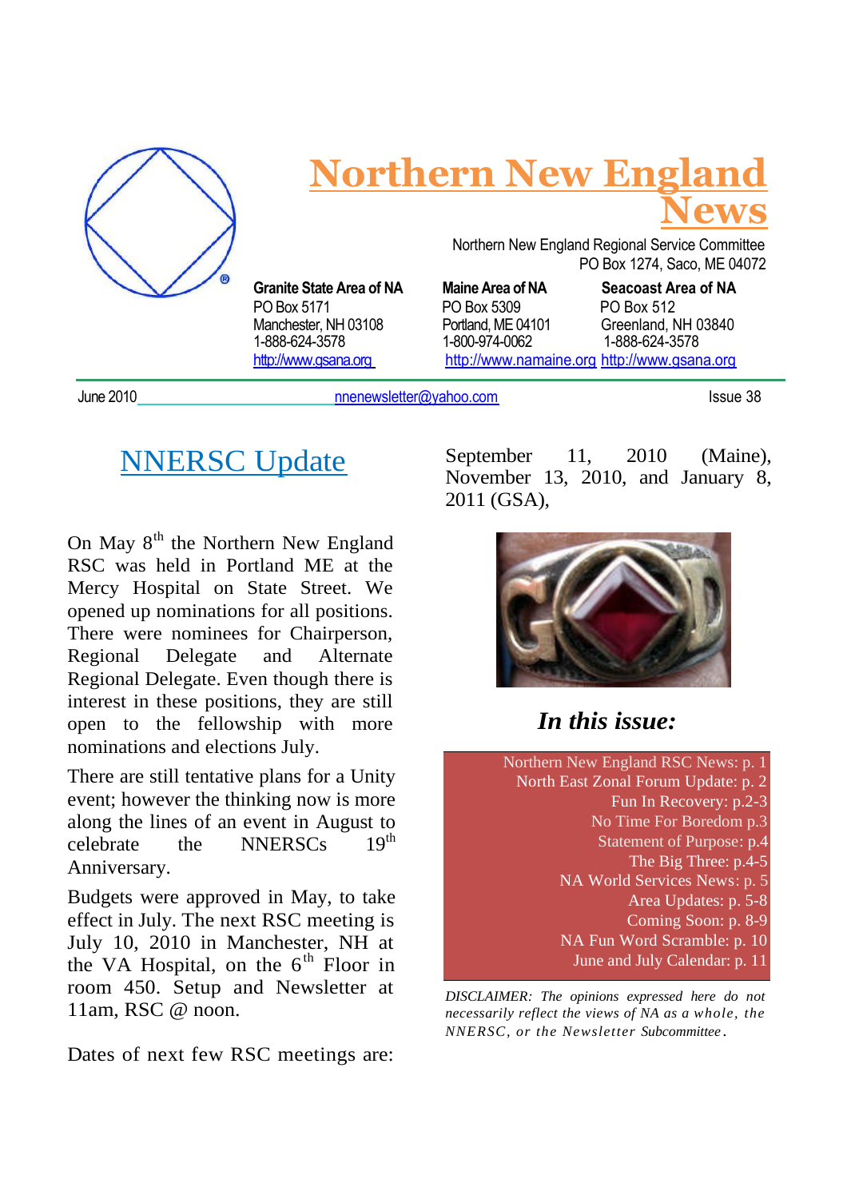# Northern New England News

Northern New England Regional Service Committee
PO Box 1274, Saco, ME 04072

**Granite State Area of NA**
PO Box 5171
Manchester, NH 03108
1-888-624-3578
http://www.gsana.org

**Maine Area of NA**
PO Box 5309
Portland, ME 04101
1-800-974-0062
http://www.namaine.org

**Seacoast Area of NA**
PO Box 512
Greenland, NH 03840
1-888-624-3578
http://www.gsana.org

June 2010 nnenewsletter@yahoo.com Issue 38

## NNERSC Update

On May 8th the Northern New England RSC was held in Portland ME at the Mercy Hospital on State Street. We opened up nominations for all positions. There were nominees for Chairperson, Regional Delegate and Alternate Regional Delegate. Even though there is interest in these positions, they are still open to the fellowship with more nominations and elections July.

There are still tentative plans for a Unity event; however the thinking now is more along the lines of an event in August to celebrate the NNERSCs 19th Anniversary.

Budgets were approved in May, to take effect in July. The next RSC meeting is July 10, 2010 in Manchester, NH at the VA Hospital, on the 6th Floor in room 450. Setup and Newsletter at 11am, RSC @ noon.

Dates of next few RSC meetings are: September 11, 2010 (Maine), November 13, 2010, and January 8, 2011 (GSA),

### *In this issue:*

- Northern New England RSC News: p. 1
- North East Zonal Forum Update: p. 2
- Fun In Recovery: p.2-3
- No Time For Boredom p.3
- Statement of Purpose: p.4
- The Big Three: p.4-5
- NA World Services News: p. 5
- Area Updates: p. 5-8
- Coming Soon: p. 8-9
- NA Fun Word Scramble: p. 10
- June and July Calendar: p. 11

*DISCLAIMER: The opinions expressed here do not necessarily reflect the views of NA as a whole, the NNERSC, or the Newsletter Subcommittee.*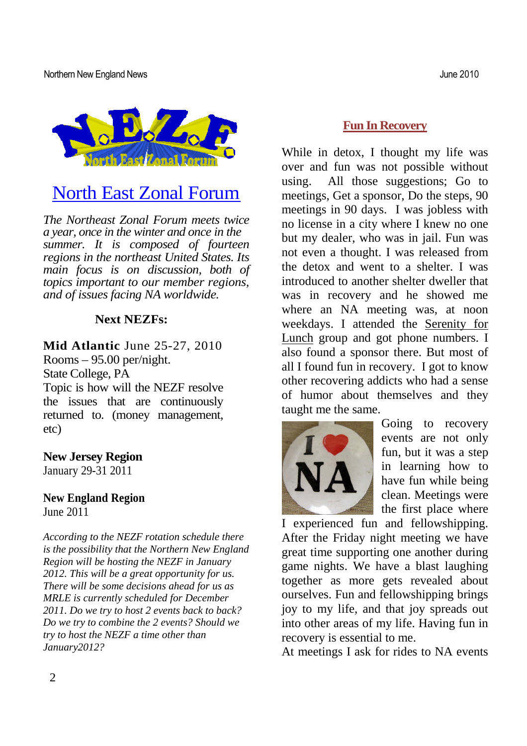# North East Zonal Forum

*The Northeast Zonal Forum meets twice a year, once in the winter and once in the summer. It is composed of fourteen regions in the northeast United States. Its main focus is on discussion, both of topics important to our member regions, and of issues facing NA worldwide.*

### Next NEZFs:

**Mid Atlantic** June 25-27, 2010
Rooms – 95.00 per/night.
State College, PA
Topic is how will the NEZF resolve the issues that are continuously returned to. (money management, etc)

**New Jersey Region**
January 29-31 2011

**New England Region**
June 2011

*According to the NEZF rotation schedule there is the possibility that the Northern New England Region will be hosting the NEZF in January 2012. This will be a great opportunity for us. There will be some decisions ahead for us as MRLE is currently scheduled for December 2011. Do we try to host 2 events back to back? Do we try to combine the 2 events? Should we try to host the NEZF a time other than January2012?*

## Fun In Recovery

While in detox, I thought my life was over and fun was not possible without using. All those suggestions; Go to meetings, Get a sponsor, Do the steps, 90 meetings in 90 days. I was jobless with no license in a city where I knew no one but my dealer, who was in jail. Fun was not even a thought. I was released from the detox and went to a shelter. I was introduced to another shelter dweller that was in recovery and he showed me where an NA meeting was, at noon weekdays. I attended the Serenity for Lunch group and got phone numbers. I also found a sponsor there. But most of all I found fun in recovery. I got to know other recovering addicts who had a sense of humor about themselves and they taught me the same.

Going to recovery events are not only fun, but it was a step in learning how to have fun while being clean. Meetings were the first place where I experienced fun and fellowshipping. After the Friday night meeting we have great time supporting one another during game nights. We have a blast laughing together as more gets revealed about ourselves. Fun and fellowshipping brings joy to my life, and that joy spreads out into other areas of my life. Having fun in recovery is essential to me.

At meetings I ask for rides to NA events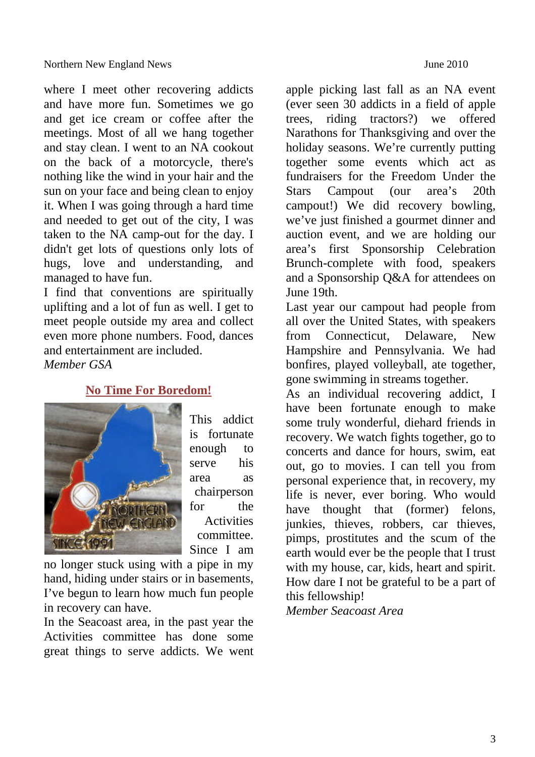where I meet other recovering addicts and have more fun. Sometimes we go and get ice cream or coffee after the meetings. Most of all we hang together and stay clean. I went to an NA cookout on the back of a motorcycle, there's nothing like the wind in your hair and the sun on your face and being clean to enjoy it. When I was going through a hard time and needed to get out of the city, I was taken to the NA camp-out for the day. I didn't get lots of questions only lots of hugs, love and understanding, and managed to have fun.

I find that conventions are spiritually uplifting and a lot of fun as well. I get to meet people outside my area and collect even more phone numbers. Food, dances and entertainment are included.

*Member GSA*

## No Time For Boredom!

This addict is fortunate enough to serve his area as chairperson for the Activities committee. Since I am no longer stuck using with a pipe in my hand, hiding under stairs or in basements, I've begun to learn how much fun people in recovery can have.

In the Seacoast area, in the past year the Activities committee has done some great things to serve addicts. We went apple picking last fall as an NA event (ever seen 30 addicts in a field of apple trees, riding tractors?) we offered Narathons for Thanksgiving and over the holiday seasons. We're currently putting together some events which act as fundraisers for the Freedom Under the Stars Campout (our area's 20th campout!) We did recovery bowling, we've just finished a gourmet dinner and auction event, and we are holding our area's first Sponsorship Celebration Brunch-complete with food, speakers and a Sponsorship Q&A for attendees on June 19th.

Last year our campout had people from all over the United States, with speakers from Connecticut, Delaware, New Hampshire and Pennsylvania. We had bonfires, played volleyball, ate together, gone swimming in streams together.

As an individual recovering addict, I have been fortunate enough to make some truly wonderful, diehard friends in recovery. We watch fights together, go to concerts and dance for hours, swim, eat out, go to movies. I can tell you from personal experience that, in recovery, my life is never, ever boring. Who would have thought that (former) felons, junkies, thieves, robbers, car thieves, pimps, prostitutes and the scum of the earth would ever be the people that I trust with my house, car, kids, heart and spirit. How dare I not be grateful to be a part of this fellowship!

*Member Seacoast Area*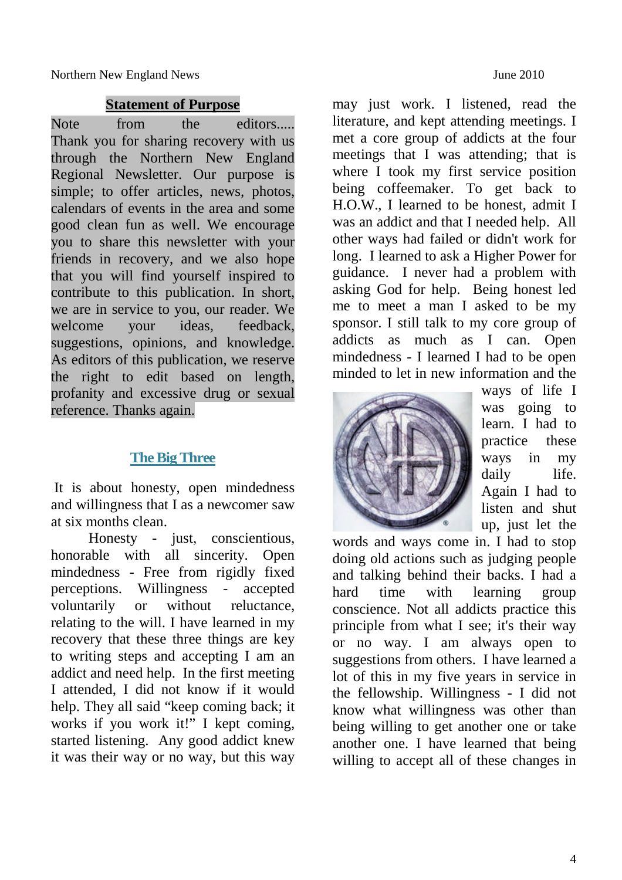## Statement of Purpose

Note from the editors..... Thank you for sharing recovery with us through the Northern New England Regional Newsletter. Our purpose is simple; to offer articles, news, photos, calendars of events in the area and some good clean fun as well. We encourage you to share this newsletter with your friends in recovery, and we also hope that you will find yourself inspired to contribute to this publication. In short, we are in service to you, our reader. We welcome your ideas, feedback, suggestions, opinions, and knowledge. As editors of this publication, we reserve the right to edit based on length, profanity and excessive drug or sexual reference. Thanks again.

## The Big Three

It is about honesty, open mindedness and willingness that I as a newcomer saw at six months clean.

Honesty - just, conscientious, honorable with all sincerity. Open mindedness - Free from rigidly fixed perceptions. Willingness - accepted voluntarily or without reluctance, relating to the will. I have learned in my recovery that these three things are key to writing steps and accepting I am an addict and need help. In the first meeting I attended, I did not know if it would help. They all said "keep coming back; it works if you work it!" I kept coming, started listening. Any good addict knew it was their way or no way, but this way may just work. I listened, read the literature, and kept attending meetings. I met a core group of addicts at the four meetings that I was attending; that is where I took my first service position being coffeemaker. To get back to H.O.W., I learned to be honest, admit I was an addict and that I needed help. All other ways had failed or didn't work for long. I learned to ask a Higher Power for guidance. I never had a problem with asking God for help. Being honest led me to meet a man I asked to be my sponsor. I still talk to my core group of addicts as much as I can. Open mindedness - I learned I had to be open minded to let in new information and the ways of life I was going to learn. I had to practice these ways in my daily life. Again I had to listen and shut up, just let the words and ways come in. I had to stop doing old actions such as judging people and talking behind their backs. I had a hard time with learning group conscience. Not all addicts practice this principle from what I see; it's their way or no way. I am always open to suggestions from others. I have learned a lot of this in my five years in service in the fellowship. Willingness - I did not know what willingness was other than being willing to get another one or take another one. I have learned that being willing to accept all of these changes in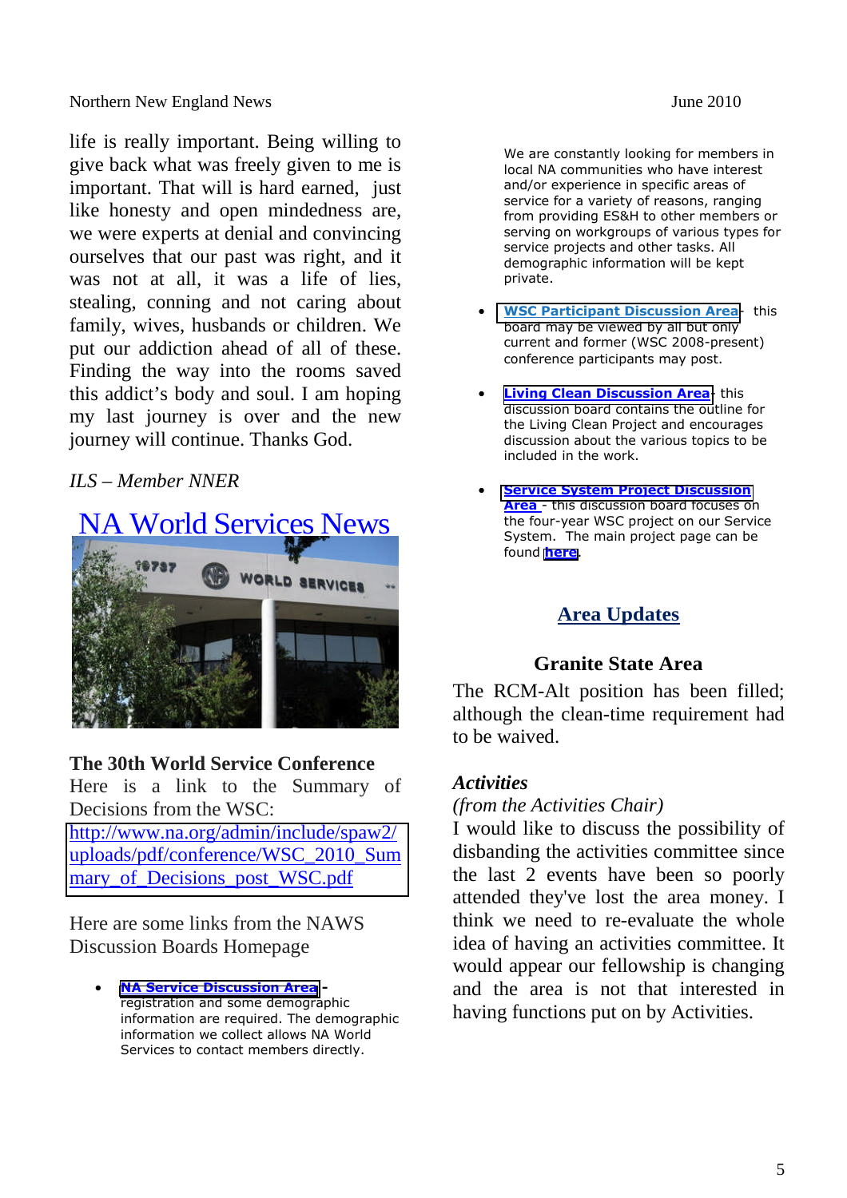life is really important. Being willing to give back what was freely given to me is important. That will is hard earned, just like honesty and open mindedness are, we were experts at denial and convincing ourselves that our past was right, and it was not at all, it was a life of lies, stealing, conning and not caring about family, wives, husbands or children. We put our addiction ahead of all of these. Finding the way into the rooms saved this addict's body and soul. I am hoping my last journey is over and the new journey will continue. Thanks God.

*ILS – Member NNER*

# NA World Services News

### The 30th World Service Conference

Here is a link to the Summary of Decisions from the WSC: http://www.na.org/admin/include/spaw2/uploads/pdf/conference/WSC_2010_Summary_of_Decisions_post_WSC.pdf

Here are some links from the NAWS Discussion Boards Homepage

- **NA Service Discussion Area** - registration and some demographic information are required. The demographic information we collect allows NA World Services to contact members directly.

  We are constantly looking for members in local NA communities who have interest and/or experience in specific areas of service for a variety of reasons, ranging from providing ES&H to other members or serving on workgroups of various types for service projects and other tasks. All demographic information will be kept private.

- **WSC Participant Discussion Area**- this board may be viewed by all but only current and former (WSC 2008-present) conference participants may post.

- **Living Clean Discussion Area**- this discussion board contains the outline for the Living Clean Project and encourages discussion about the various topics to be included in the work.

- **Service System Project Discussion Area** - this discussion board focuses on the four-year WSC project on our Service System. The main project page can be found **here**.

## Area Updates

### Granite State Area

The RCM-Alt position has been filled; although the clean-time requirement had to be waived.

***Activities***

*(from the Activities Chair)*

I would like to discuss the possibility of disbanding the activities committee since the last 2 events have been so poorly attended they've lost the area money. I think we need to re-evaluate the whole idea of having an activities committee. It would appear our fellowship is changing and the area is not that interested in having functions put on by Activities.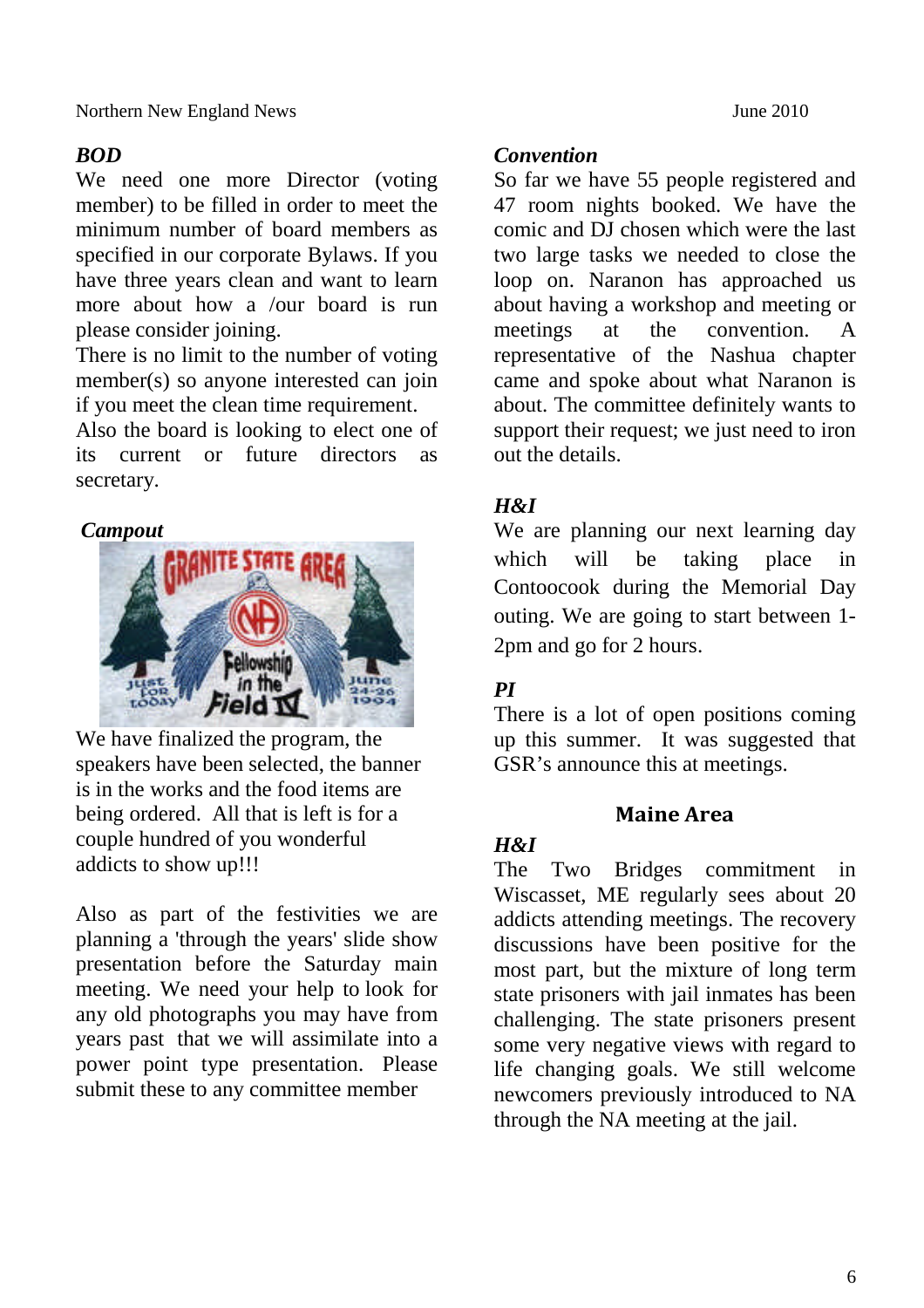### *BOD*

We need one more Director (voting member) to be filled in order to meet the minimum number of board members as specified in our corporate Bylaws. If you have three years clean and want to learn more about how a /our board is run please consider joining.

There is no limit to the number of voting member(s) so anyone interested can join if you meet the clean time requirement.

Also the board is looking to elect one of its current or future directors as secretary.

### *Campout*

We have finalized the program, the speakers have been selected, the banner is in the works and the food items are being ordered. All that is left is for a couple hundred of you wonderful addicts to show up!!!

Also as part of the festivities we are planning a 'through the years' slide show presentation before the Saturday main meeting. We need your help to look for any old photographs you may have from years past that we will assimilate into a power point type presentation. Please submit these to any committee member

### *Convention*

So far we have 55 people registered and 47 room nights booked. We have the comic and DJ chosen which were the last two large tasks we needed to close the loop on. Naranon has approached us about having a workshop and meeting or meetings at the convention. A representative of the Nashua chapter came and spoke about what Naranon is about. The committee definitely wants to support their request; we just need to iron out the details.

### *H&I*

We are planning our next learning day which will be taking place in Contoocook during the Memorial Day outing. We are going to start between 1-2pm and go for 2 hours.

### *PI*

There is a lot of open positions coming up this summer. It was suggested that GSR's announce this at meetings.

## Maine Area

### *H&I*

The Two Bridges commitment in Wiscasset, ME regularly sees about 20 addicts attending meetings. The recovery discussions have been positive for the most part, but the mixture of long term state prisoners with jail inmates has been challenging. The state prisoners present some very negative views with regard to life changing goals. We still welcome newcomers previously introduced to NA through the NA meeting at the jail.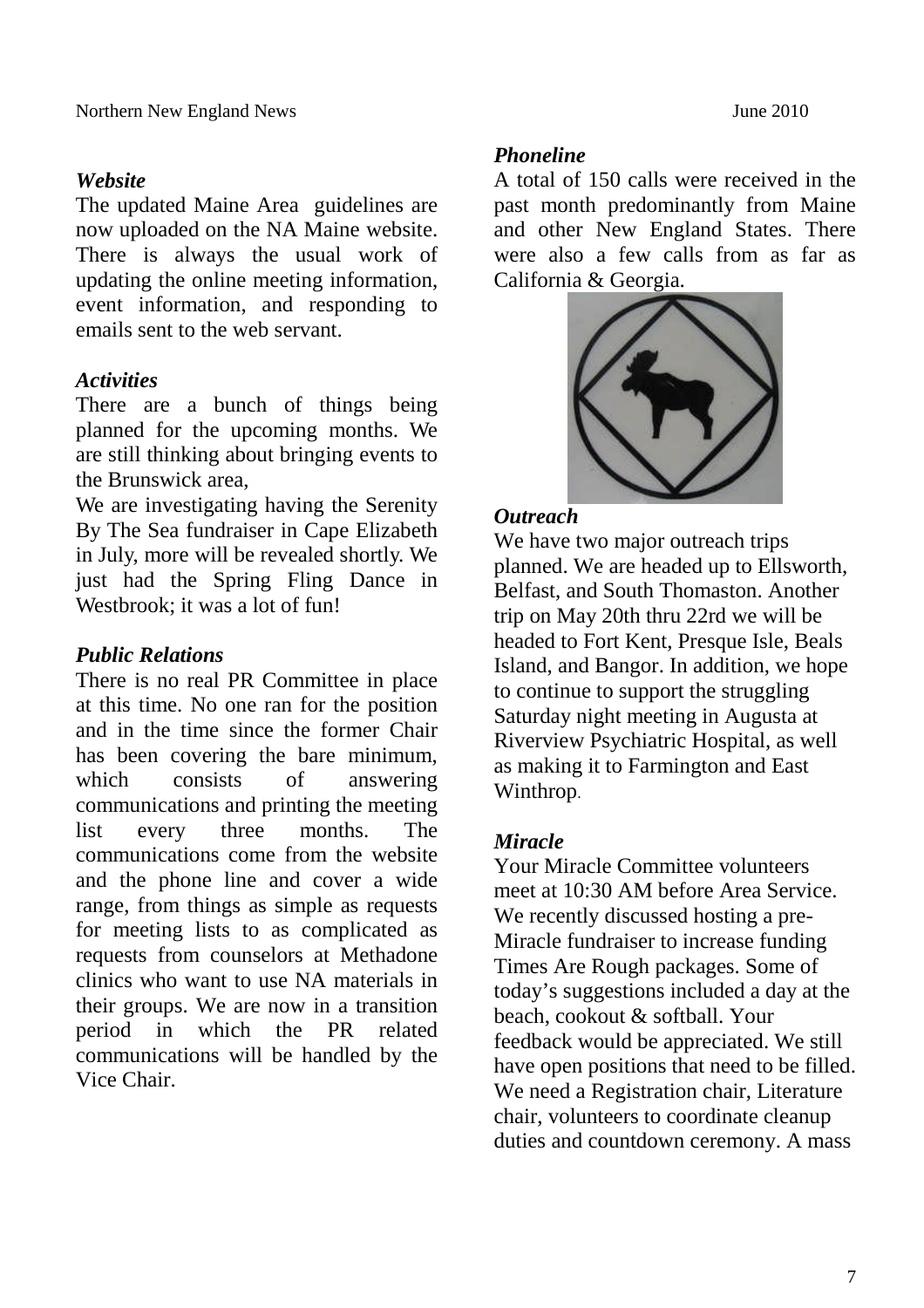***Website***

The updated Maine Area guidelines are now uploaded on the NA Maine website. There is always the usual work of updating the online meeting information, event information, and responding to emails sent to the web servant.

***Activities***

There are a bunch of things being planned for the upcoming months. We are still thinking about bringing events to the Brunswick area,

We are investigating having the Serenity By The Sea fundraiser in Cape Elizabeth in July, more will be revealed shortly. We just had the Spring Fling Dance in Westbrook; it was a lot of fun!

***Public Relations***

There is no real PR Committee in place at this time. No one ran for the position and in the time since the former Chair has been covering the bare minimum, which consists of answering communications and printing the meeting list every three months. The communications come from the website and the phone line and cover a wide range, from things as simple as requests for meeting lists to as complicated as requests from counselors at Methadone clinics who want to use NA materials in their groups. We are now in a transition period in which the PR related communications will be handled by the Vice Chair.

***Phoneline***

A total of 150 calls were received in the past month predominantly from Maine and other New England States. There were also a few calls from as far as California & Georgia.

***Outreach***

We have two major outreach trips planned. We are headed up to Ellsworth, Belfast, and South Thomaston. Another trip on May 20th thru 22rd we will be headed to Fort Kent, Presque Isle, Beals Island, and Bangor. In addition, we hope to continue to support the struggling Saturday night meeting in Augusta at Riverview Psychiatric Hospital, as well as making it to Farmington and East Winthrop.

***Miracle***

Your Miracle Committee volunteers meet at 10:30 AM before Area Service. We recently discussed hosting a pre-Miracle fundraiser to increase funding Times Are Rough packages. Some of today's suggestions included a day at the beach, cookout & softball. Your feedback would be appreciated. We still have open positions that need to be filled. We need a Registration chair, Literature chair, volunteers to coordinate cleanup duties and countdown ceremony. A mass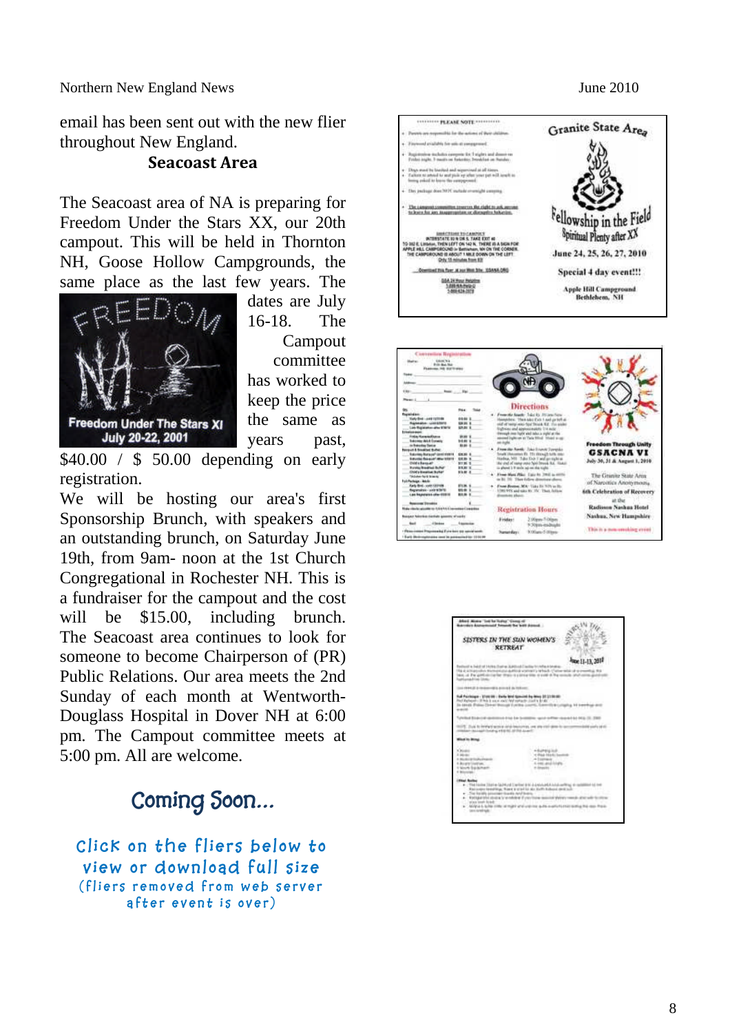email has been sent out with the new flier throughout New England.

## Seacoast Area

The Seacoast area of NA is preparing for Freedom Under the Stars XX, our 20th campout. This will be held in Thornton NH, Goose Hollow Campgrounds, the same place as the last few years. The dates are July 16-18. The Campout committee has worked to keep the price the same as years past, $40.00 / $ 50.00 depending on early registration.

We will be hosting our area's first Sponsorship Brunch, with speakers and an outstanding brunch, on Saturday June 19th, from 9am- noon at the 1st Church Congregational in Rochester NH. This is a fundraiser for the campout and the cost will be $15.00, including brunch. The Seacoast area continues to look for someone to become Chairperson of (PR) Public Relations. Our area meets the 2nd Sunday of each month at Wentworth-Douglass Hospital in Dover NH at 6:00 pm. The Campout committee meets at 5:00 pm. All are welcome.

## Coming Soon...

Click on the fliers below to view or download full size

(fliers removed from web server after event is over)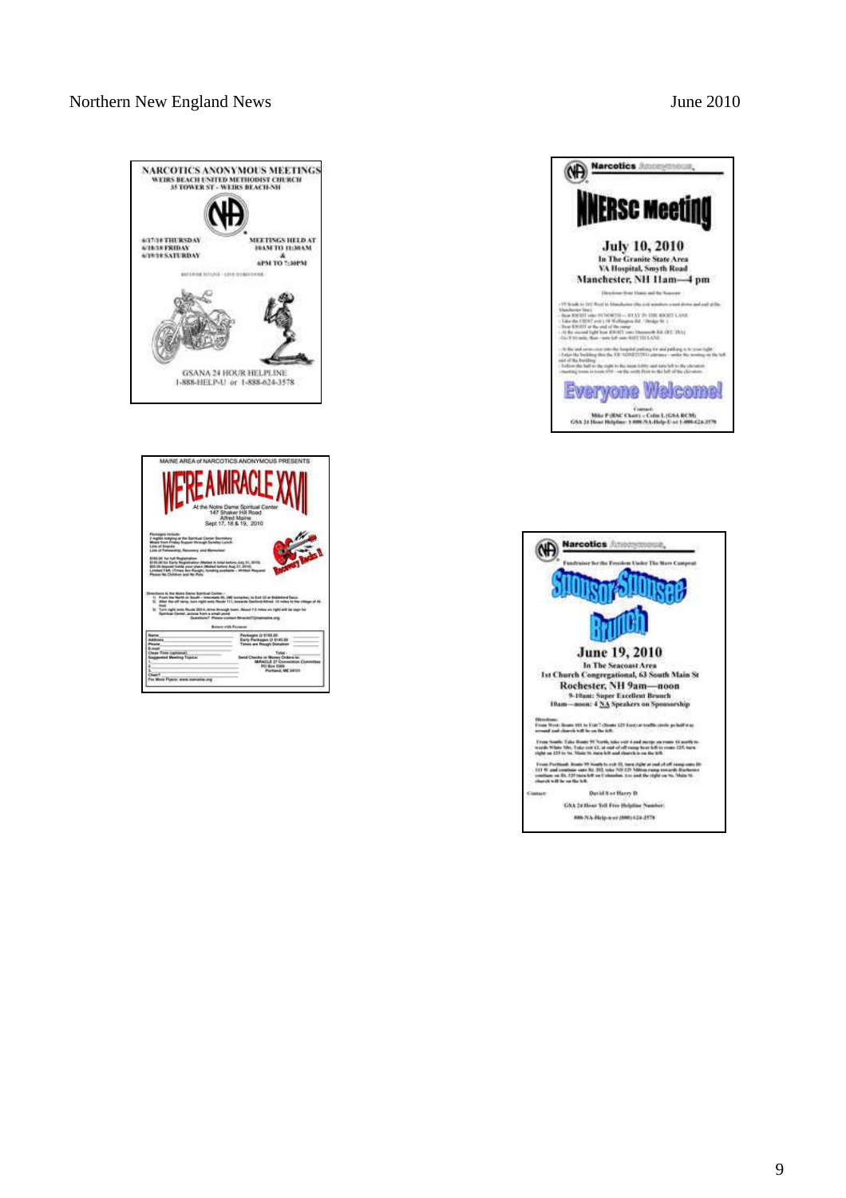## NARCOTICS ANONYMOUS MEETINGS

WEIRS BEACH UNITED METHODIST CHURCH
35 TOWER ST - WEIRS BEACH-NH

6/17/10 THURSDAY
6/18/10 FRIDAY
6/19/10 SATURDAY

MEETINGS HELD AT
10AM TO 11:30AM
&
6PM TO 7:30PM

GSANA 24 HOUR HELPLINE
1-888-HELP-U or 1-888-624-3578

---

Narcotics Anonymous

# NNERSC Meeting

**July 10, 2010**
In The Granite State Area
VA Hospital, Smyth Road
Manchester, NH 11am—4 pm

# Everyone Welcome!

Contact:
Mike F (RSC Chair) - Colin L (GSA RCM)
GSA 24 Hour Helpline: 1-888-NA-Help-U or 1-888-624-3578

---

MAINE AREA of NARCOTICS ANONYMOUS PRESENTS

# WE'RE A MIRACLE XXVI

At the Notre Dame Spiritual Center
147 Shaker Hill Road
Alfred Maine
Sept 17, 18 & 19, 2010

Recovery Rocks!!

---

Narcotics Anonymous

Fundraiser for the Freedom Under The Stars Campout

# Sponsor/Sponsee Brunch

**June 19, 2010**
In The Seacoast Area
1st Church Congregational, 63 South Main St
Rochester, NH 9am—noon
9-10am: Super Excellent Brunch
10am—noon: 4 NA Speakers on Sponsorship

Contact: David R or Harry D

GSA 24 Hour Toll Free Helpline Number:
800-NA-Help-u or (888) 624-3578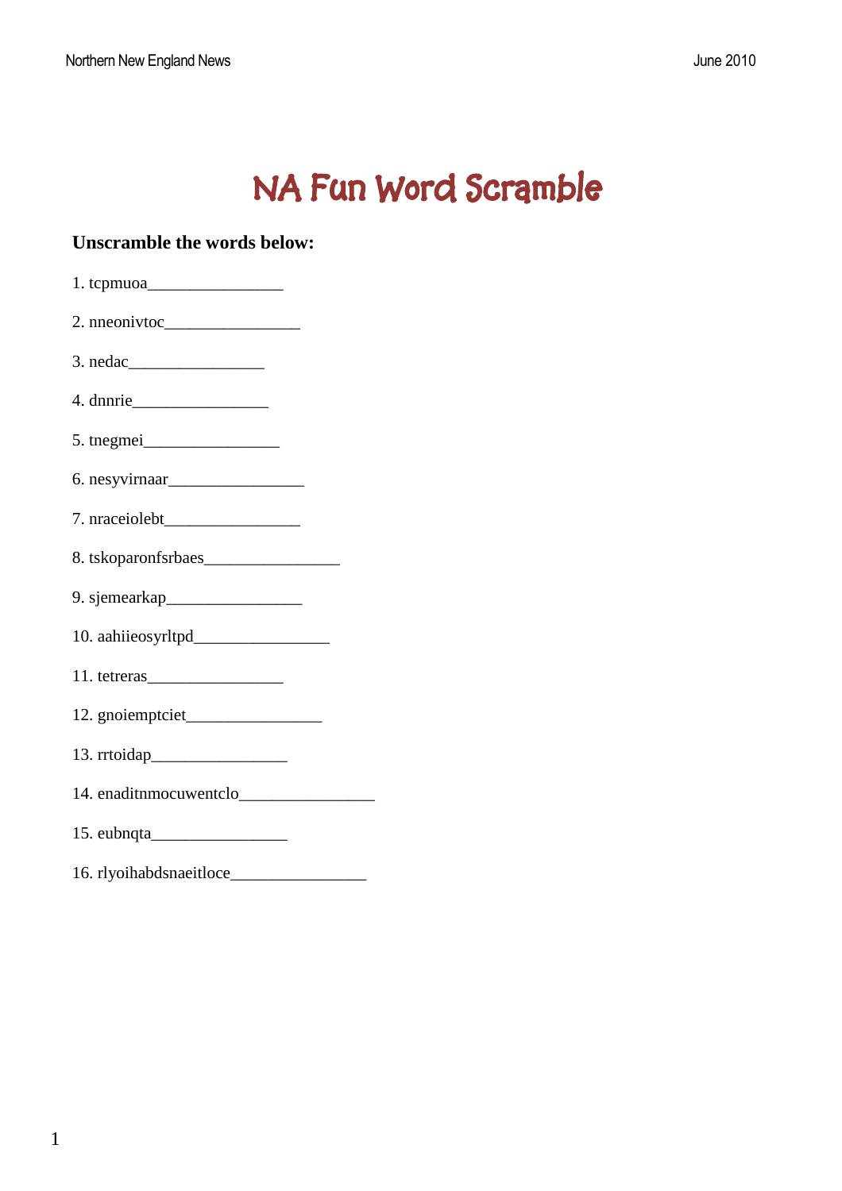# NA Fun Word Scramble

**Unscramble the words below:**

1. tcpmuoa________________
2. nneonivtoc________________
3. nedac________________
4. dnnrie________________
5. tnegmei________________
6. nesyvirnaar________________
7. nraceiolebt________________
8. tskoparonfsrbaes________________
9. sjemearkap________________
10. aahiieosyrltpd________________
11. tetreras________________
12. gnoiemptciet________________
13. rrtoidap________________
14. enaditnmocuwentclo________________
15. eubnqta________________
16. rlyoihabdsnaeitloce________________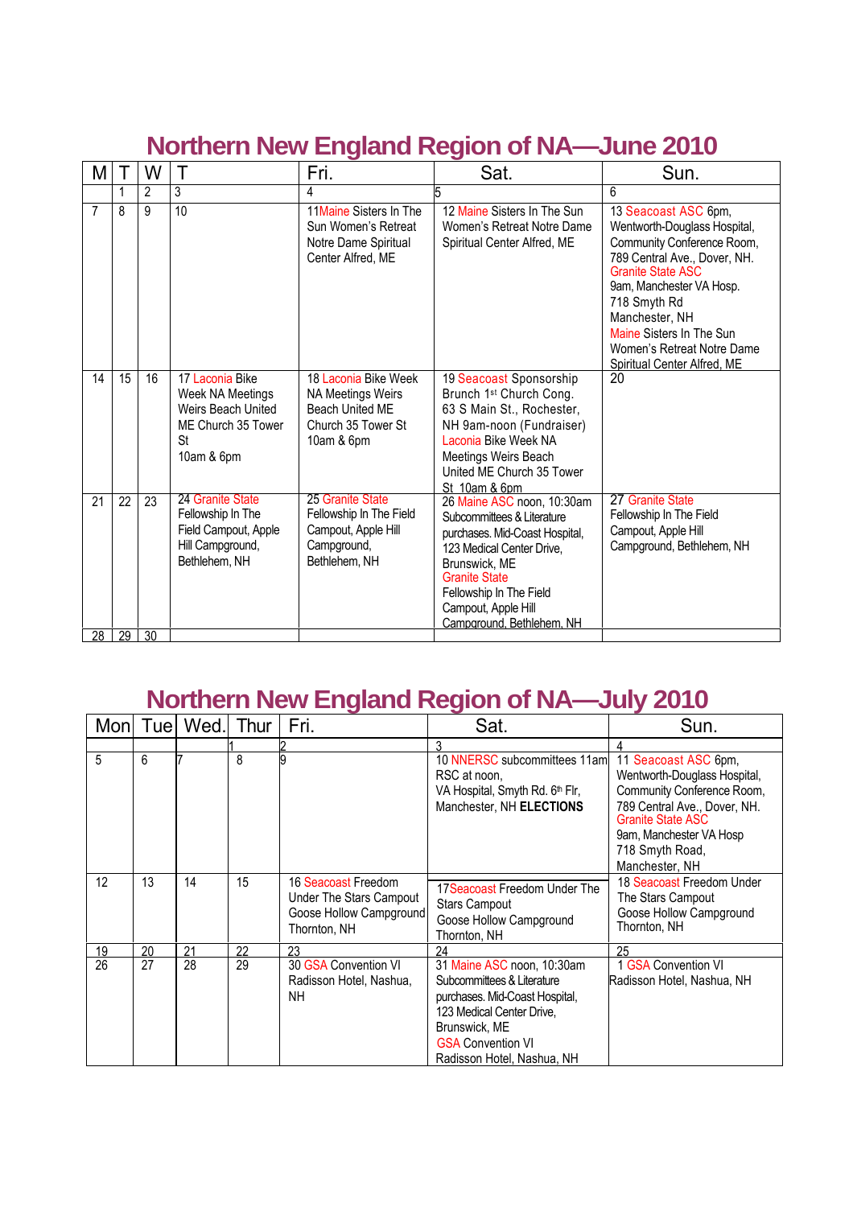# Northern New England Region of NA—June 2010

| M | T | W | T | Fri. | Sat. | Sun. |
|---|---|---|---|---|---|---|
| | 1 | 2 | 3 | 4 | 5 | 6 |
| 7 | 8 | 9 | 10 | 11Maine Sisters In The Sun Women's Retreat Notre Dame Spiritual Center Alfred, ME | 12 Maine Sisters In The Sun Women's Retreat Notre Dame Spiritual Center Alfred, ME | 13 Seacoast ASC 6pm, Wentworth-Douglass Hospital, Community Conference Room, 789 Central Ave., Dover, NH. Granite State ASC 9am, Manchester VA Hosp. 718 Smyth Rd Manchester, NH Maine Sisters In The Sun Women's Retreat Notre Dame Spiritual Center Alfred, ME |
| 14 | 15 | 16 | 17 Laconia Bike Week NA Meetings Weirs Beach United ME Church 35 Tower St 10am & 6pm | 18 Laconia Bike Week NA Meetings Weirs Beach United ME Church 35 Tower St 10am & 6pm | 19 Seacoast Sponsorship Brunch 1st Church Cong. 63 S Main St., Rochester, NH 9am-noon (Fundraiser) Laconia Bike Week NA Meetings Weirs Beach United ME Church 35 Tower St 10am & 6pm | 20 |
| 21 | 22 | 23 | 24 Granite State Fellowship In The Field Campout, Apple Hill Campground, Bethlehem, NH | 25 Granite State Fellowship In The Field Campout, Apple Hill Campground, Bethlehem, NH | 26 Maine ASC noon, 10:30am Subcommittees & Literature purchases. Mid-Coast Hospital, 123 Medical Center Drive, Brunswick, ME Granite State Fellowship In The Field Campout, Apple Hill Campground, Bethlehem, NH | 27 Granite State Fellowship In The Field Campout, Apple Hill Campground, Bethlehem, NH |
| 28 | 29 | 30 | | | | |

# Northern New England Region of NA—July 2010

| Mon | Tue | Wed. | Thur | Fri. | Sat. | Sun. |
|---|---|---|---|---|---|---|
| | | | 1 | 2 | 3 | 4 |
| 5 | 6 | 7 | 8 | 9 | 10 NNERSC subcommittees 11am RSC at noon, VA Hospital, Smyth Rd. 6th Flr, Manchester, NH **ELECTIONS** | 11 Seacoast ASC 6pm, Wentworth-Douglass Hospital, Community Conference Room, 789 Central Ave., Dover, NH. Granite State ASC 9am, Manchester VA Hosp 718 Smyth Road, Manchester, NH |
| 12 | 13 | 14 | 15 | 16 Seacoast Freedom Under The Stars Campout Goose Hollow Campground Thornton, NH | 17Seacoast Freedom Under The Stars Campout Goose Hollow Campground Thornton, NH | 18 Seacoast Freedom Under The Stars Campout Goose Hollow Campground Thornton, NH |
| 19 | 20 | 21 | 22 | 23 | 24 | 25 |
| 26 | 27 | 28 | 29 | 30 GSA Convention VI Radisson Hotel, Nashua, NH | 31 Maine ASC noon, 10:30am Subcommittees & Literature purchases. Mid-Coast Hospital, 123 Medical Center Drive, Brunswick, ME GSA Convention VI Radisson Hotel, Nashua, NH | 1 GSA Convention VI Radisson Hotel, Nashua, NH |